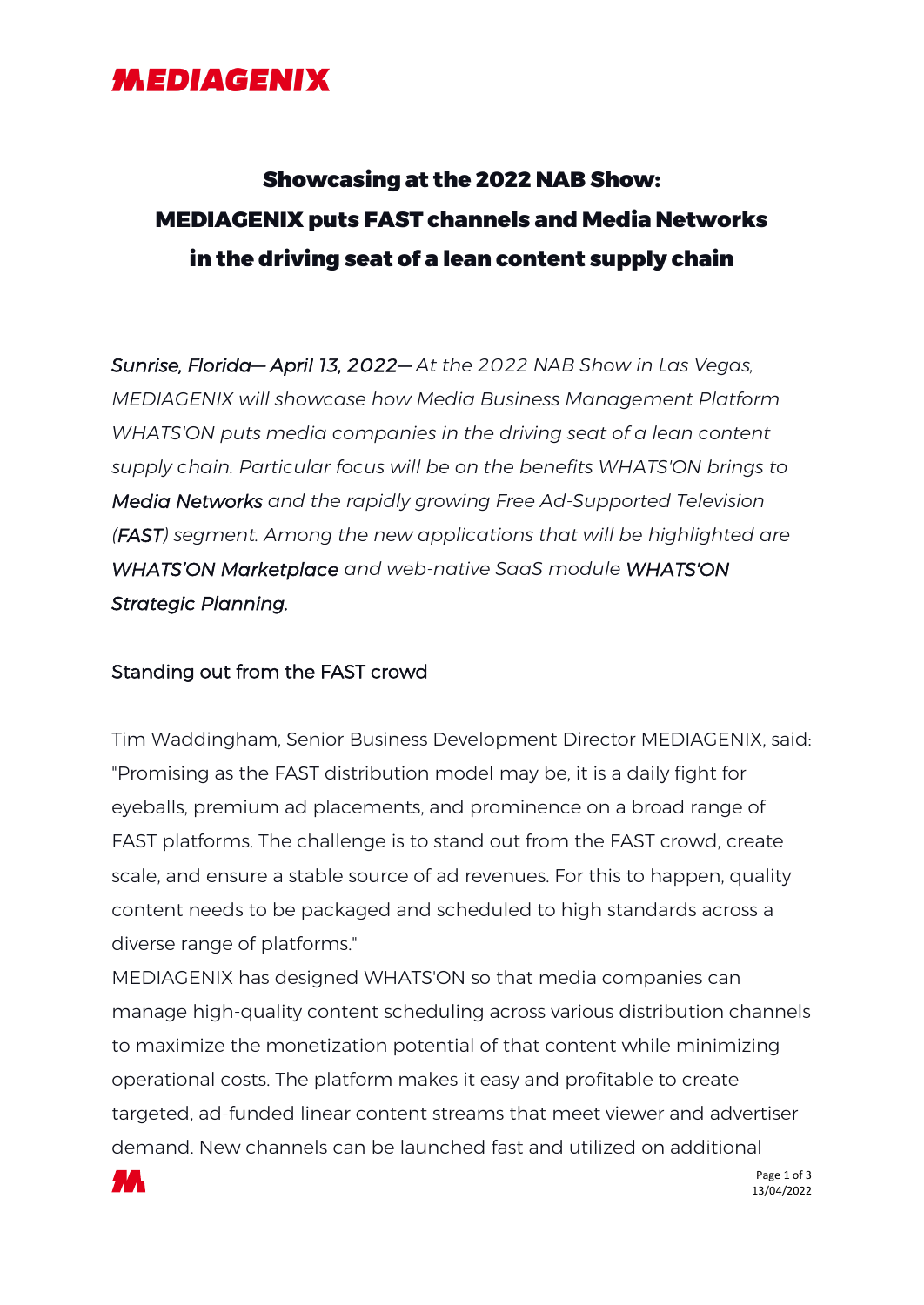MEDIAGENIX

# Showcasing at the 2022 NAB Show: MEDIAGENIX puts FAST channels and Media Networks in the driving seat of a lean content supply chain

*Sunrise, Florida— April 13, 2022— At the 2022 NAB Show in Las Vegas, MEDIAGENIX will showcase how Media Business Management Platform WHATS'ON puts media companies in the driving seat of a lean content supply chain. Particular focus will be on the benefits WHATS'ON brings to Media Networks and the rapidly growing Free Ad-Supported Television (FAST) segment. Among the new applications that will be highlighted are WHATS'ON Marketplace and web-native SaaS module WHATS'ON Strategic Planning.*

## Standing out from the FAST crowd

Tim Waddingham, Senior Business Development Director MEDIAGENIX, said: "Promising as the FAST distribution model may be, it is a daily fight for eyeballs, premium ad placements, and prominence on a broad range of FAST platforms. The challenge is to stand out from the FAST crowd, create scale, and ensure a stable source of ad revenues. For this to happen, quality content needs to be packaged and scheduled to high standards across a diverse range of platforms."

MEDIAGENIX has designed WHATS'ON so that media companies can manage high-quality content scheduling across various distribution channels to maximize the monetization potential of that content while minimizing operational costs. The platform makes it easy and profitable to create targeted, ad-funded linear content streams that meet viewer and advertiser demand. New channels can be launched fast and utilized on additional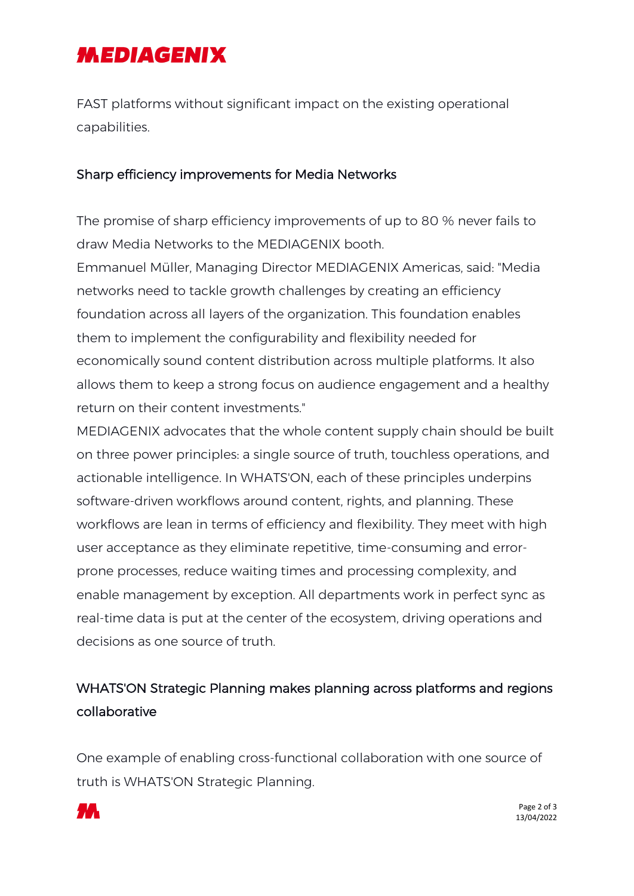FAST platforms without significant impact on the existing operational capabilities.

## Sharp efficiency improvements for Media Networks

The promise of sharp efficiency improvements of up to 80 % never fails to draw Media Networks to the MEDIAGENIX booth.

Emmanuel Müller, Managing Director MEDIAGENIX Americas, said: "Media networks need to tackle growth challenges by creating an efficiency foundation across all layers of the organization. This foundation enables them to implement the configurability and flexibility needed for economically sound content distribution across multiple platforms. It also allows them to keep a strong focus on audience engagement and a healthy return on their content investments."

MEDIAGENIX advocates that the whole content supply chain should be built on three power principles: a single source of truth, touchless operations, and actionable intelligence. In WHATS'ON, each of these principles underpins software-driven workflows around content, rights, and planning. These workflows are lean in terms of efficiency and flexibility. They meet with high user acceptance as they eliminate repetitive, time-consuming and error-prone processes, reduce waiting times and processing complexity, and enable management by exception. All departments work in perfect sync as real-time data is put at the center of the ecosystem, driving operations and decisions as one source of truth.

## WHATS'ON Strategic Planning makes planning across platforms and regions collaborative

One example of enabling cross-functional collaboration with one source of truth is WHATS'ON Strategic Planning.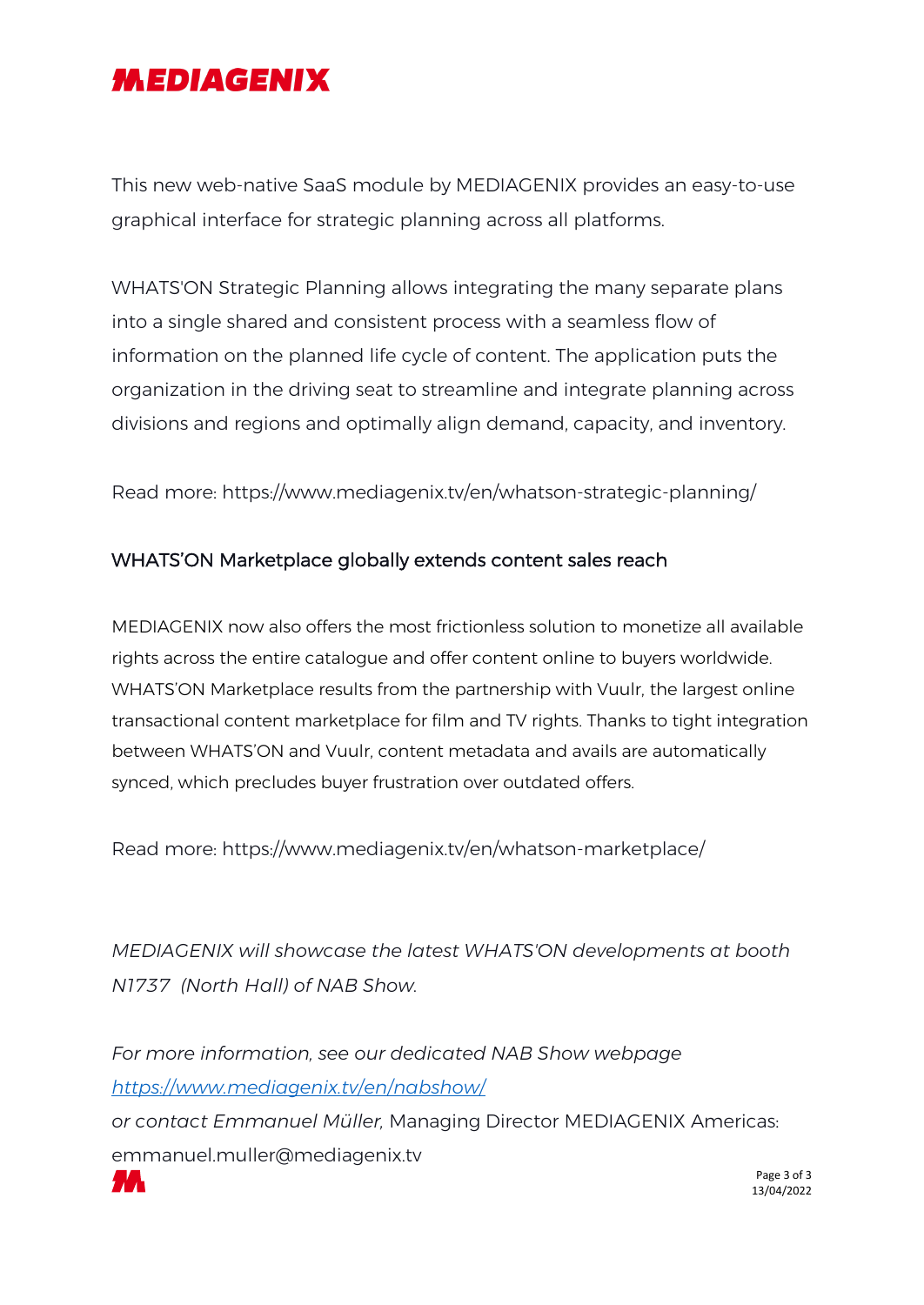This new web-native SaaS module by MEDIAGENIX provides an easy-to-use graphical interface for strategic planning across all platforms.

WHATS'ON Strategic Planning allows integrating the many separate plans into a single shared and consistent process with a seamless flow of information on the planned life cycle of content. The application puts the organization in the driving seat to streamline and integrate planning across divisions and regions and optimally align demand, capacity, and inventory.

Read more: https://www.mediagenix.tv/en/whatson-strategic-planning/

## WHATS'ON Marketplace globally extends content sales reach

MEDIAGENIX now also offers the most frictionless solution to monetize all available rights across the entire catalogue and offer content online to buyers worldwide. WHATS'ON Marketplace results from the partnership with Vuulr, the largest online transactional content marketplace for film and TV rights. Thanks to tight integration between WHATS'ON and Vuulr, content metadata and avails are automatically synced, which precludes buyer frustration over outdated offers.

Read more: https://www.mediagenix.tv/en/whatson-marketplace/

*MEDIAGENIX will showcase the latest WHATS'ON developments at booth N1737 (North Hall) of NAB Show.*

*For more information, see our dedicated NAB Show webpage* *https://www.mediagenix.tv/en/nabshow/*
*or contact Emmanuel Müller,* Managing Director MEDIAGENIX Americas: emmanuel.muller@mediagenix.tv